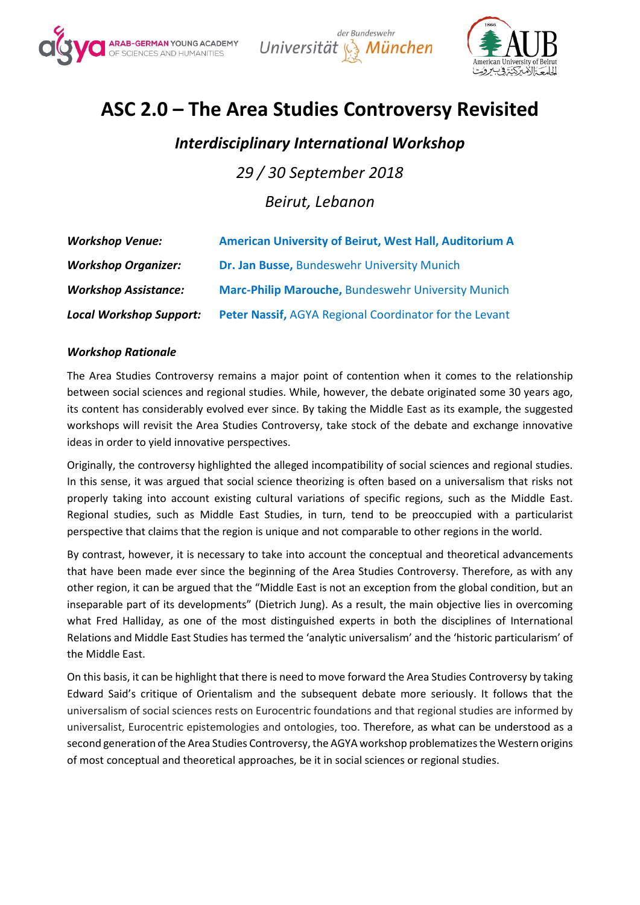# ASC 2.0 – The Area Studies Controversy Revisited

## *Interdisciplinary International Workshop*

*29 / 30 September 2018*

*Beirut, Lebanon*

| | |
|---|---|
| ***Workshop Venue:*** | **American University of Beirut, West Hall, Auditorium A** |
| ***Workshop Organizer:*** | **Dr. Jan Busse,** Bundeswehr University Munich |
| ***Workshop Assistance:*** | **Marc-Philip Marouche,** Bundeswehr University Munich |
| ***Local Workshop Support:*** | **Peter Nassif,** AGYA Regional Coordinator for the Levant |

***Workshop Rationale***

The Area Studies Controversy remains a major point of contention when it comes to the relationship between social sciences and regional studies. While, however, the debate originated some 30 years ago, its content has considerably evolved ever since. By taking the Middle East as its example, the suggested workshops will revisit the Area Studies Controversy, take stock of the debate and exchange innovative ideas in order to yield innovative perspectives.

Originally, the controversy highlighted the alleged incompatibility of social sciences and regional studies. In this sense, it was argued that social science theorizing is often based on a universalism that risks not properly taking into account existing cultural variations of specific regions, such as the Middle East. Regional studies, such as Middle East Studies, in turn, tend to be preoccupied with a particularist perspective that claims that the region is unique and not comparable to other regions in the world.

By contrast, however, it is necessary to take into account the conceptual and theoretical advancements that have been made ever since the beginning of the Area Studies Controversy. Therefore, as with any other region, it can be argued that the "Middle East is not an exception from the global condition, but an inseparable part of its developments" (Dietrich Jung). As a result, the main objective lies in overcoming what Fred Halliday, as one of the most distinguished experts in both the disciplines of International Relations and Middle East Studies has termed the 'analytic universalism' and the 'historic particularism' of the Middle East.

On this basis, it can be highlight that there is need to move forward the Area Studies Controversy by taking Edward Said's critique of Orientalism and the subsequent debate more seriously. It follows that the universalism of social sciences rests on Eurocentric foundations and that regional studies are informed by universalist, Eurocentric epistemologies and ontologies, too. Therefore, as what can be understood as a second generation of the Area Studies Controversy, the AGYA workshop problematizes the Western origins of most conceptual and theoretical approaches, be it in social sciences or regional studies.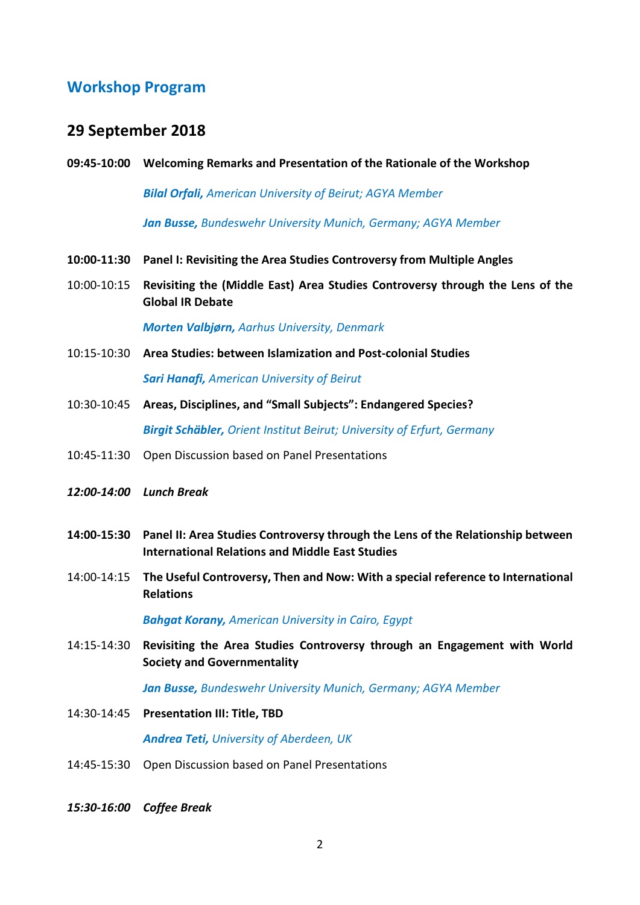## Workshop Program

## 29 September 2018

**09:45-10:00 Welcoming Remarks and Presentation of the Rationale of the Workshop**

***Bilal Orfali,*** *American University of Beirut; AGYA Member*

***Jan Busse,*** *Bundeswehr University Munich, Germany; AGYA Member*

**10:00-11:30 Panel I: Revisiting the Area Studies Controversy from Multiple Angles**

10:00-10:15 **Revisiting the (Middle East) Area Studies Controversy through the Lens of the Global IR Debate**

***Morten Valbjørn,*** *Aarhus University, Denmark*

10:15-10:30 **Area Studies: between Islamization and Post-colonial Studies**

***Sari Hanafi,*** *American University of Beirut*

10:30-10:45 **Areas, Disciplines, and "Small Subjects": Endangered Species?**

***Birgit Schäbler,*** *Orient Institut Beirut; University of Erfurt, Germany*

10:45-11:30 Open Discussion based on Panel Presentations

***12:00-14:00 Lunch Break***

**14:00-15:30 Panel II: Area Studies Controversy through the Lens of the Relationship between International Relations and Middle East Studies**

14:00-14:15 **The Useful Controversy, Then and Now: With a special reference to International Relations**

***Bahgat Korany,*** *American University in Cairo, Egypt*

14:15-14:30 **Revisiting the Area Studies Controversy through an Engagement with World Society and Governmentality**

***Jan Busse,*** *Bundeswehr University Munich, Germany; AGYA Member*

14:30-14:45 **Presentation III: Title, TBD**

***Andrea Teti,*** *University of Aberdeen, UK*

14:45-15:30 Open Discussion based on Panel Presentations

***15:30-16:00 Coffee Break***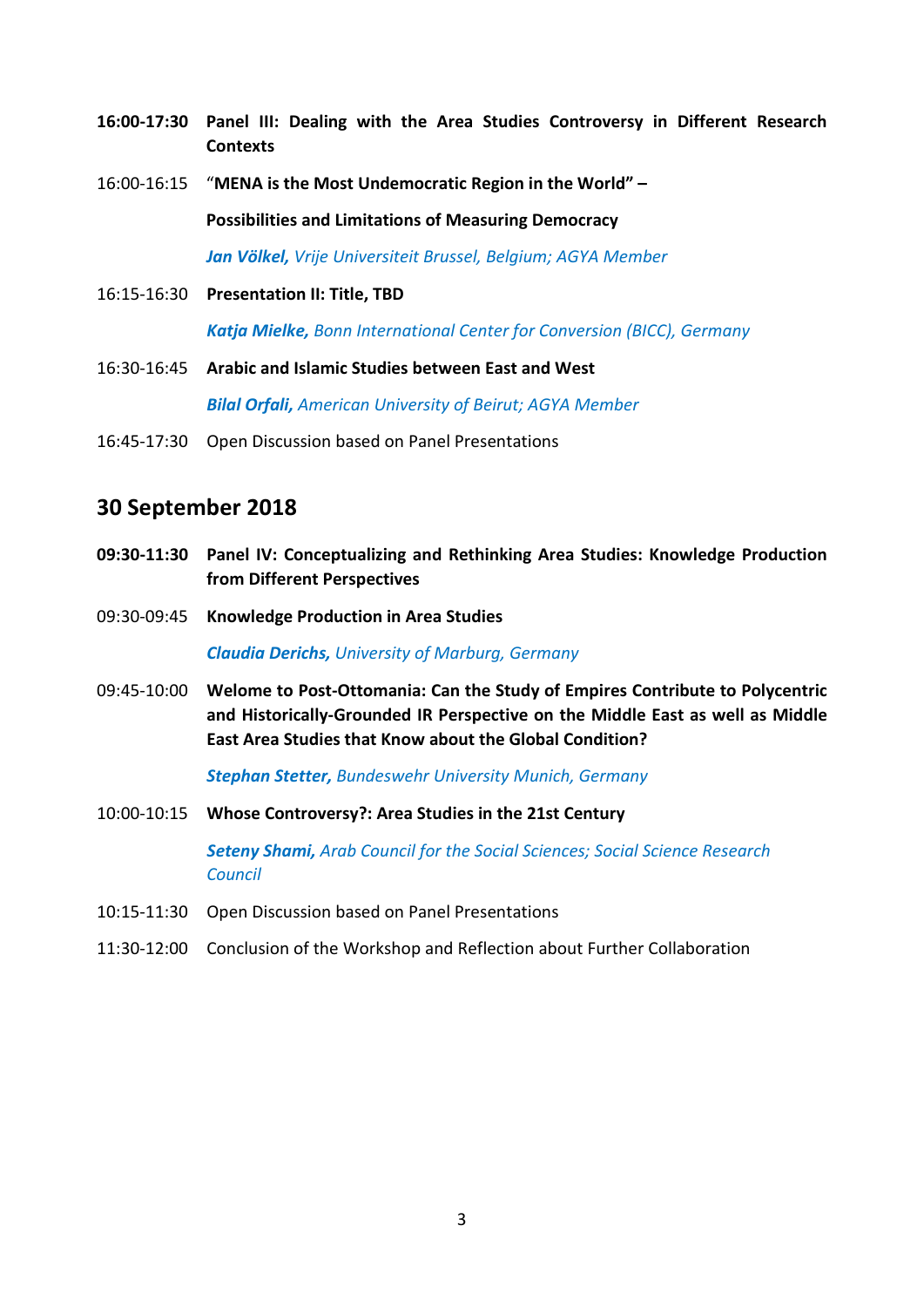**16:00-17:30** **Panel III: Dealing with the Area Studies Controversy in Different Research Contexts**

16:00-16:15 “**MENA is the Most Undemocratic Region in the World” –**

**Possibilities and Limitations of Measuring Democracy**

***Jan Völkel,*** *Vrije Universiteit Brussel, Belgium; AGYA Member*

16:15-16:30 **Presentation II: Title, TBD**

***Katja Mielke,*** *Bonn International Center for Conversion (BICC), Germany*

16:30-16:45 **Arabic and Islamic Studies between East and West**

***Bilal Orfali,*** *American University of Beirut; AGYA Member*

16:45-17:30 Open Discussion based on Panel Presentations

## 30 September 2018

**09:30-11:30** **Panel IV: Conceptualizing and Rethinking Area Studies: Knowledge Production from Different Perspectives**

09:30-09:45 **Knowledge Production in Area Studies**

***Claudia Derichs,*** *University of Marburg, Germany*

09:45-10:00 **Welome to Post-Ottomania: Can the Study of Empires Contribute to Polycentric and Historically-Grounded IR Perspective on the Middle East as well as Middle East Area Studies that Know about the Global Condition?**

***Stephan Stetter,*** *Bundeswehr University Munich, Germany*

10:00-10:15 **Whose Controversy?: Area Studies in the 21st Century**

***Seteny Shami,*** *Arab Council for the Social Sciences; Social Science Research Council*

10:15-11:30 Open Discussion based on Panel Presentations

11:30-12:00 Conclusion of the Workshop and Reflection about Further Collaboration